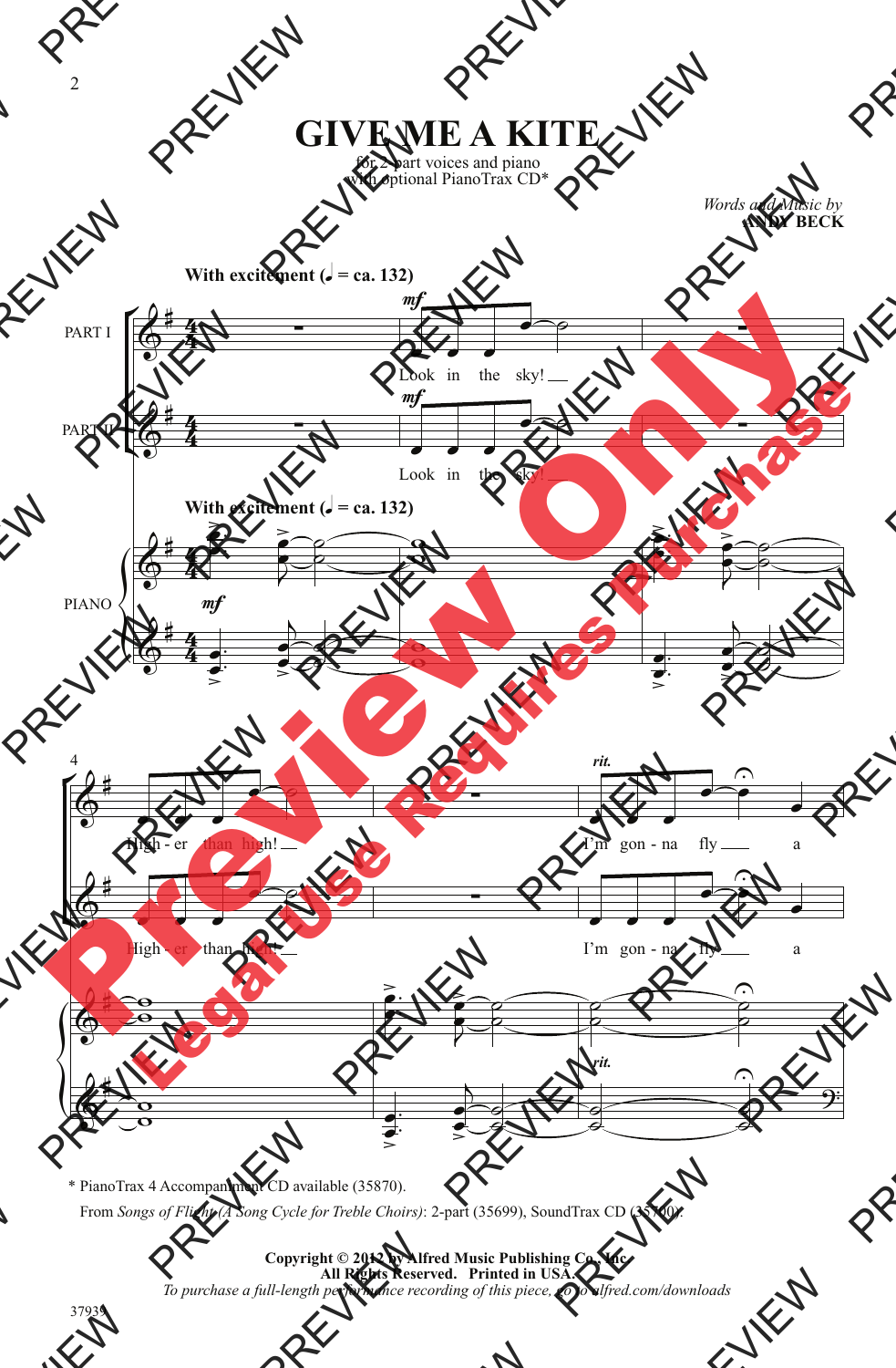# GIVE ME A KITE

for 2-part voices and piano
with optional PianoTrax CD*

*Words and Music by*
**ANDY BECK**

**With excitement (♩ = ca. 132)**

PART I: Look in the sky! High - er than high! I'm gon - na fly a

PART II: Look in the sky! High - er than high! I'm gon - na fly a

PIANO

\* PianoTrax 4 Accompaniment CD available (35870).

From *Songs of Flight (A Song Cycle for Treble Choirs)*: 2-part (35699), SoundTrax CD (35700).

**Copyright © 2012 by Alfred Music Publishing Co., Inc.**
**All Rights Reserved. Printed in USA.**
*To purchase a full-length performance recording of this piece, go to alfred.com/downloads*

37939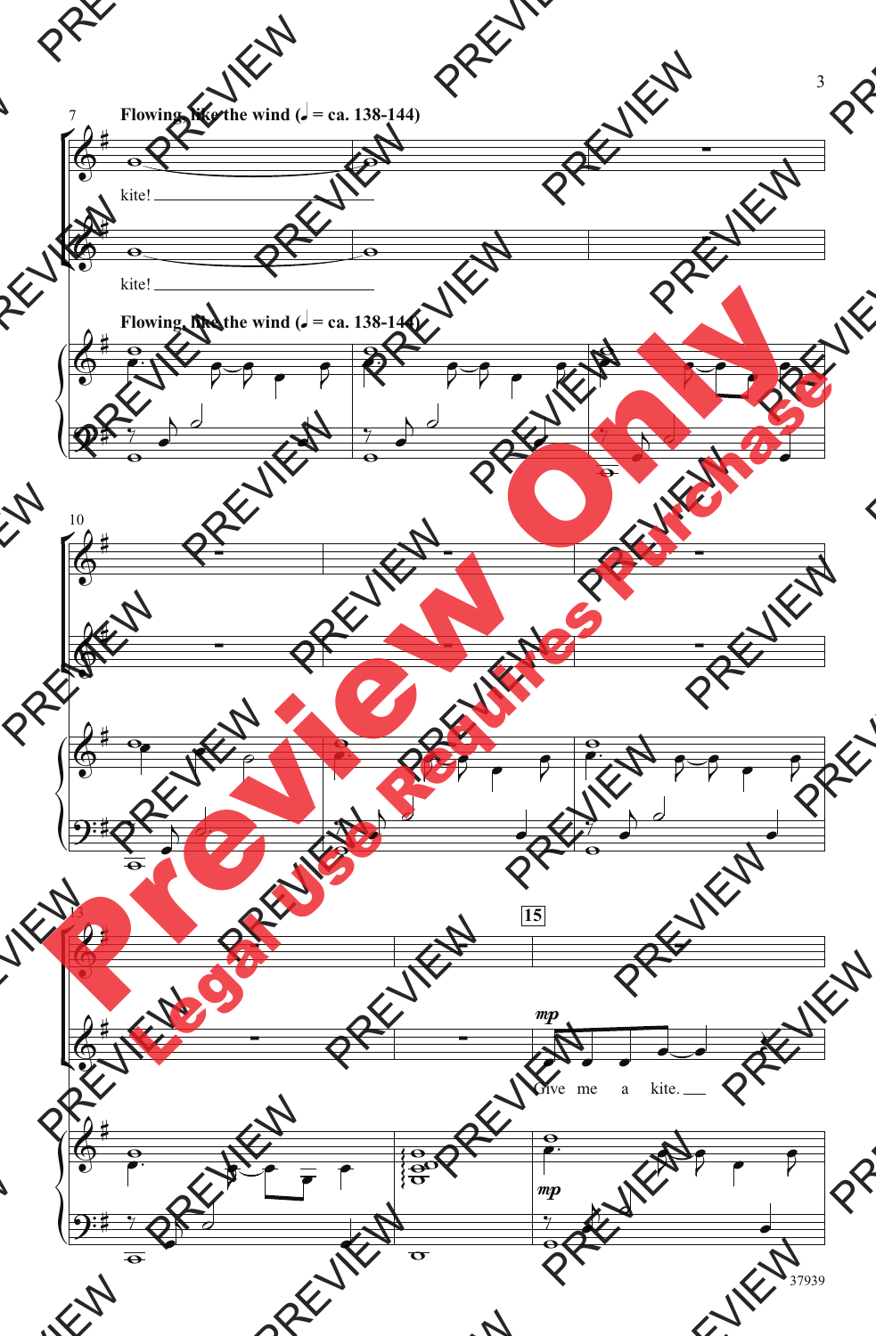**Flowing, like the wind (♩ = ca. 138-144)**

kite! ___

kite! ___

**Flowing, like the wind (♩ = ca. 138-144)**

15

*mp*

Give me a kite. ___

*mp*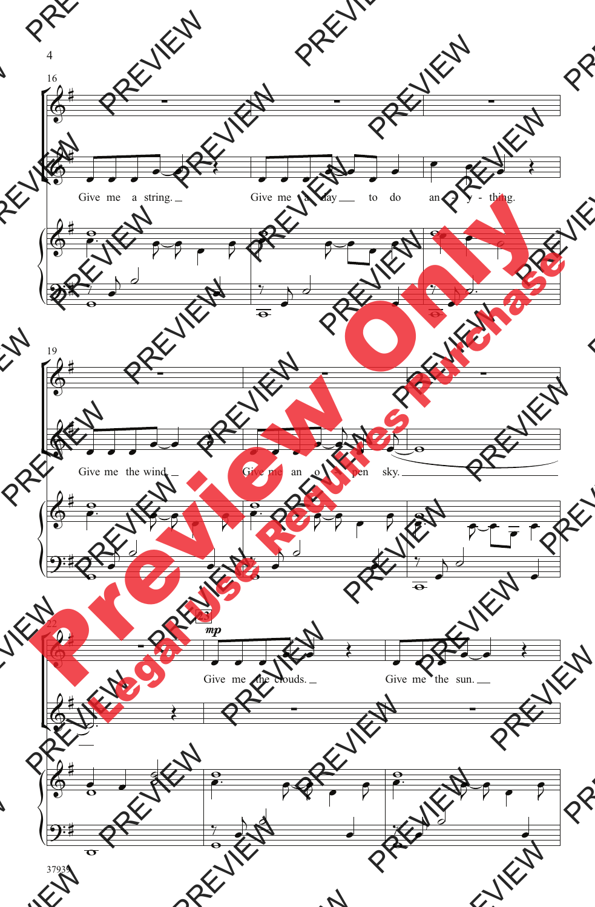Give me a string. Give me a day to do an - y - thing.

Give me the wind. Give me an o - pen sky.

*mp*

Give me the clouds. Give me the sun.

Preview Only

Legal Use Requires Purchase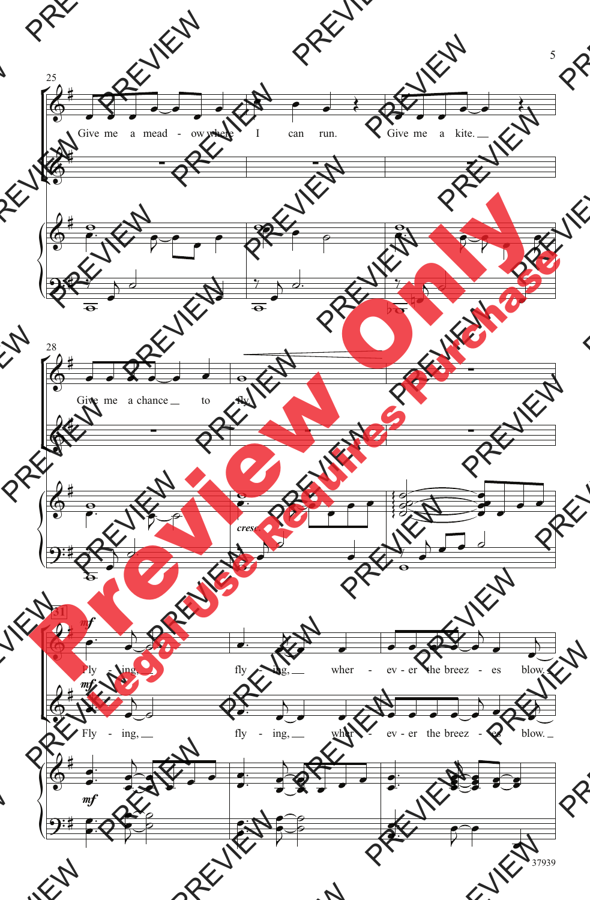Give me a mead - ow where I can run. Give me a kite.

Give me a chance to fly.

*cresc.*

*mf*

Fly - ing, fly - ing, wher - ev - er the breez - es blow.

*mf*

Fly - ing, fly - ing, wher - ev - er the breez - es blow.

*mf*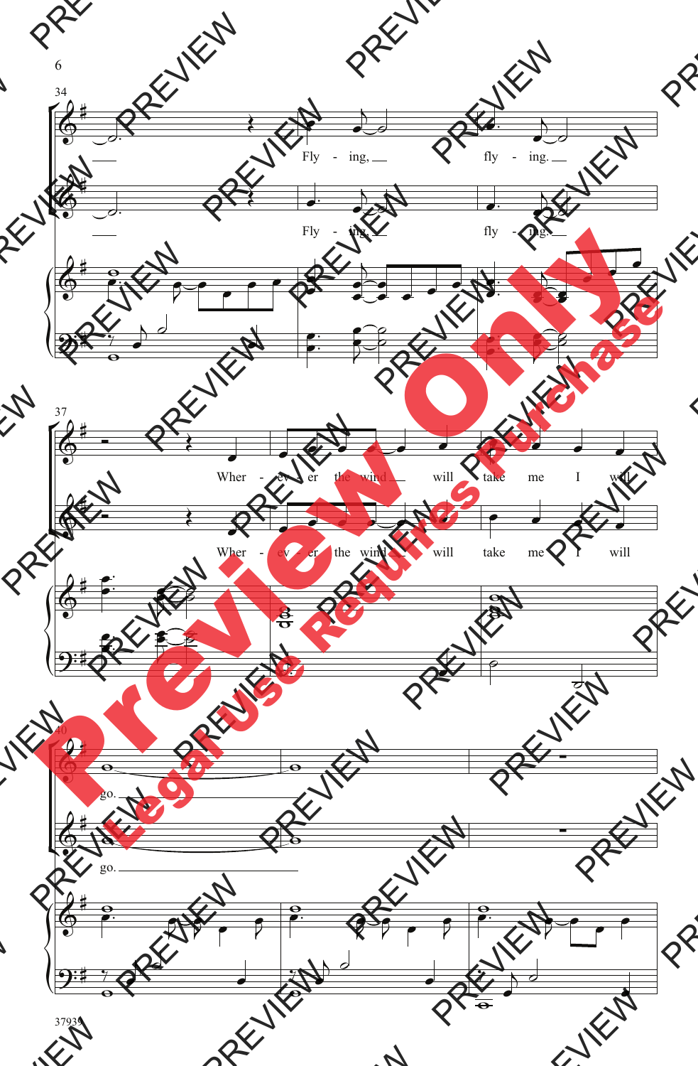34

Fly - ing, fly - ing.

Fly - ing, fly - ing.

37

Wher - ev - er the wind will take me I will

Wher - ev - er the wind will take me I will

40

go.

go.

37939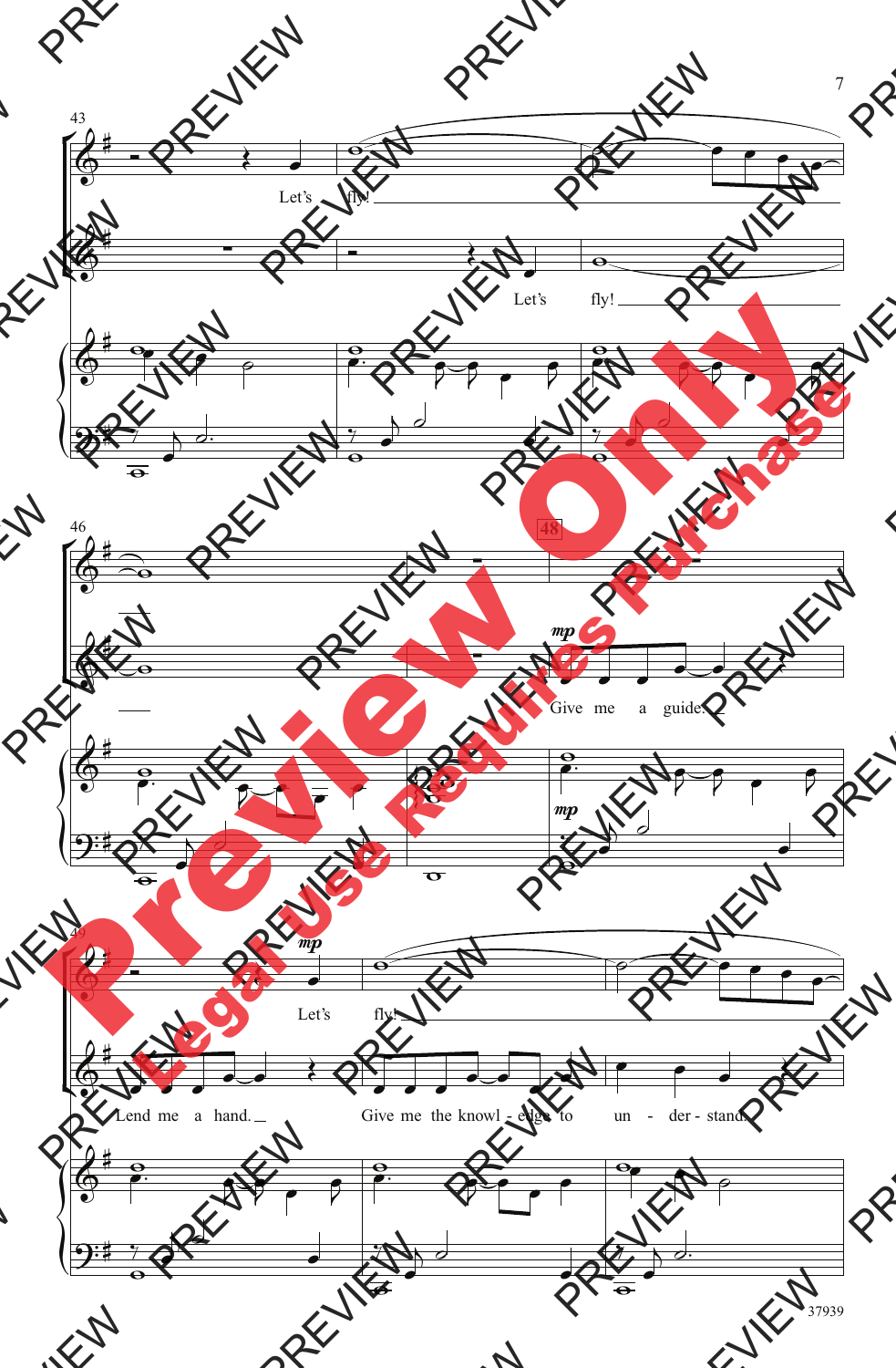Let's fly!

Let's fly!

Give me a guide.

*mp*

Let's fly!

Lend me a hand. Give me the knowl - edge to un - der - stand.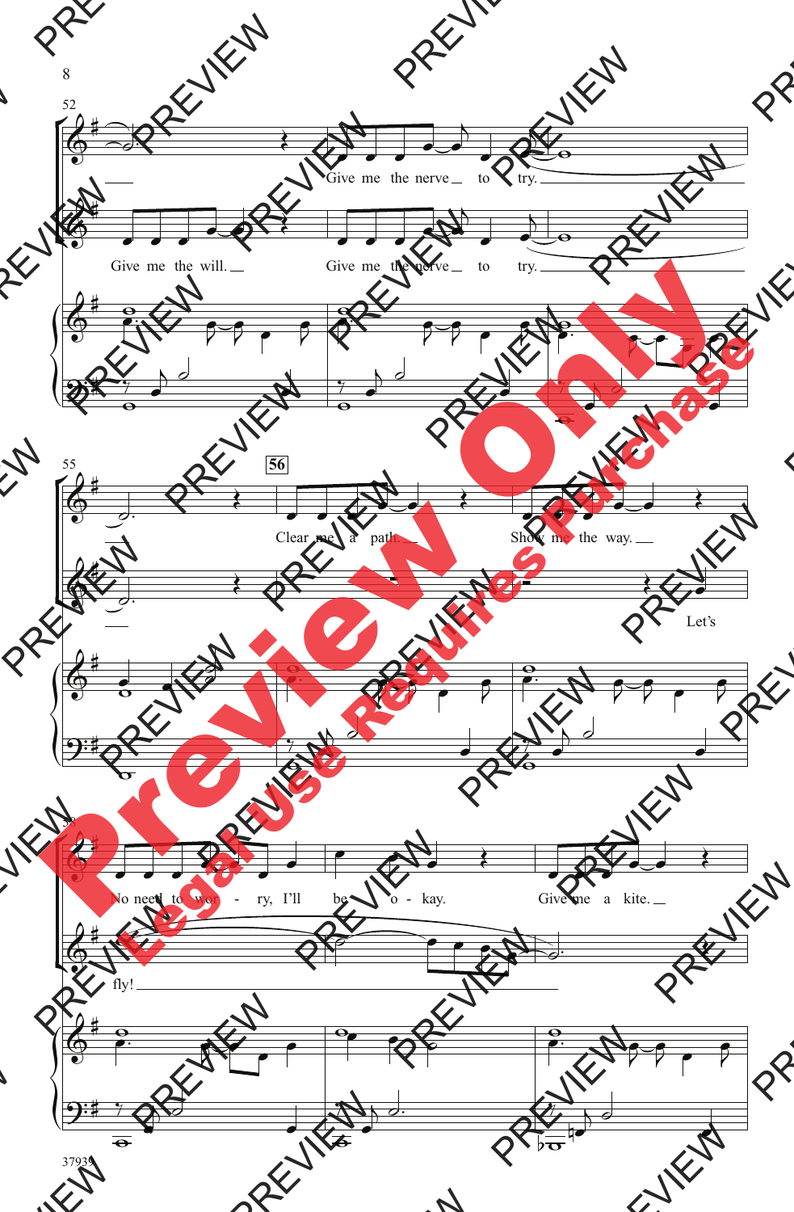52

Give me the nerve to try.

Give me the will. Give me the nerve to try.

55

**56**

Clear me a path. Show me the way.

Let's

58

No need to wor - ry, I'll be o - kay. Give me a kite.

fly!

37939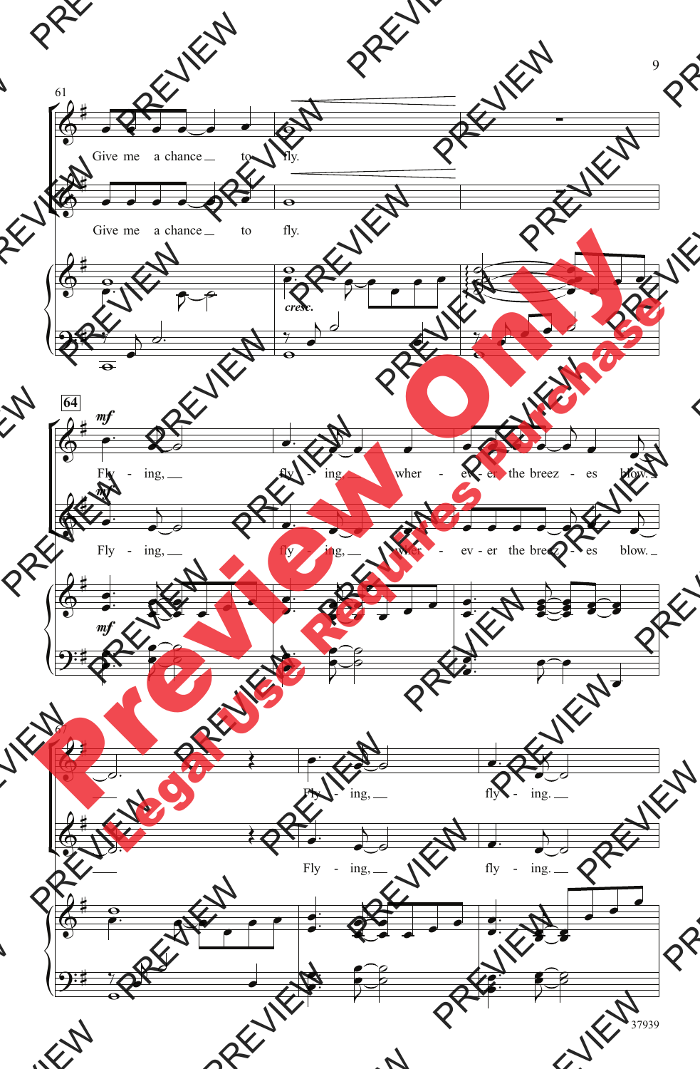61

Give me a chance to fly.

Give me a chance to fly.

*cresc.*

64

*mf*

Fly - ing, fly - ing, wher - ev - er the breez - es blow.

Fly - ing, fly - ing, wher - ev - er the breez - es blow.

*mf*

67

Fly - ing, fly - ing.

Fly - ing, fly - ing.

37939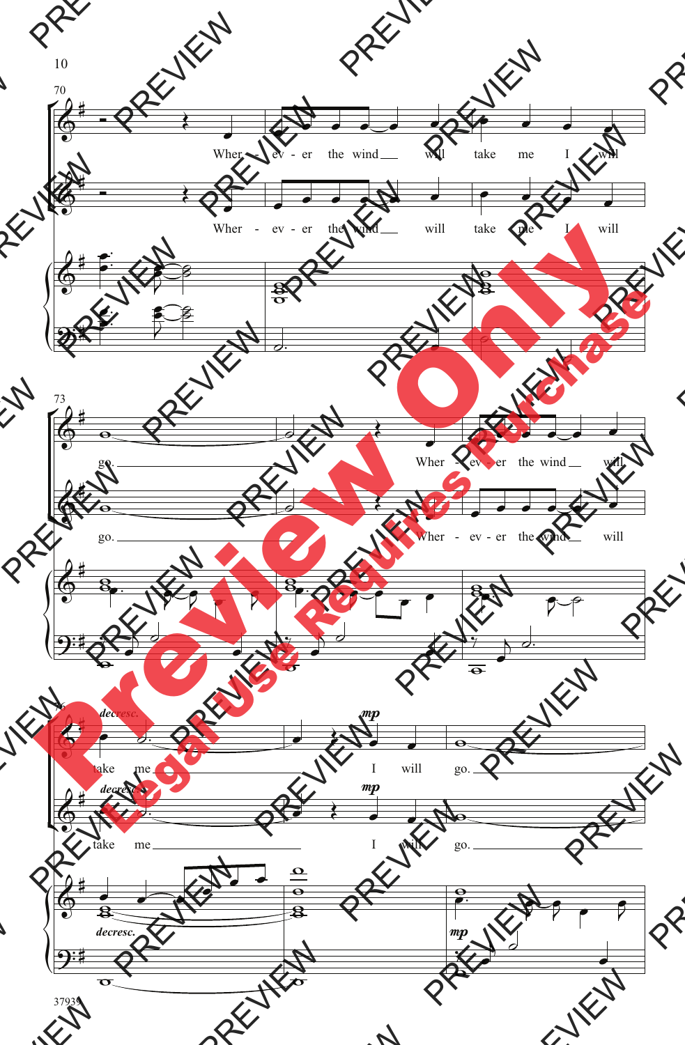70

Wher - ev - er the wind will take me I will

Wher - ev - er the wind will take me I will

73

go.

Wher - ev - er the wind will

go.

Wher - ev - er the wind will

76

*decresc.* *mp*

take me I will go.

*decresc.* *mp*

take me I will go.

*decresc.*

*mp*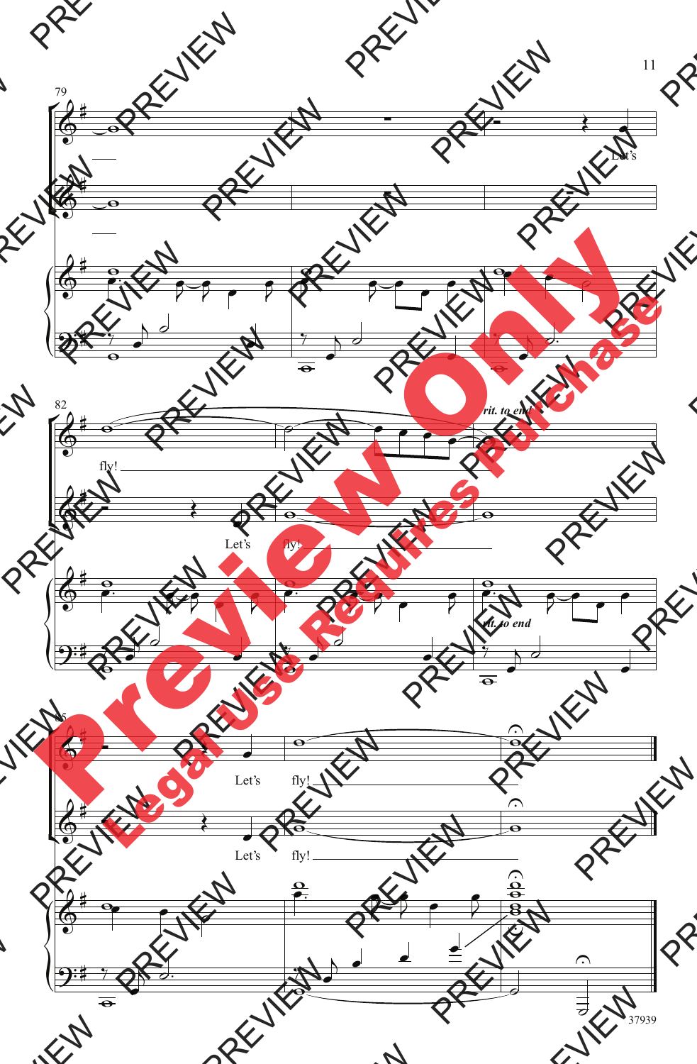79

Let's

82

fly!

*rit. to end*

Let's fly!

*rit. to end*

85

Let's fly!

Let's fly!